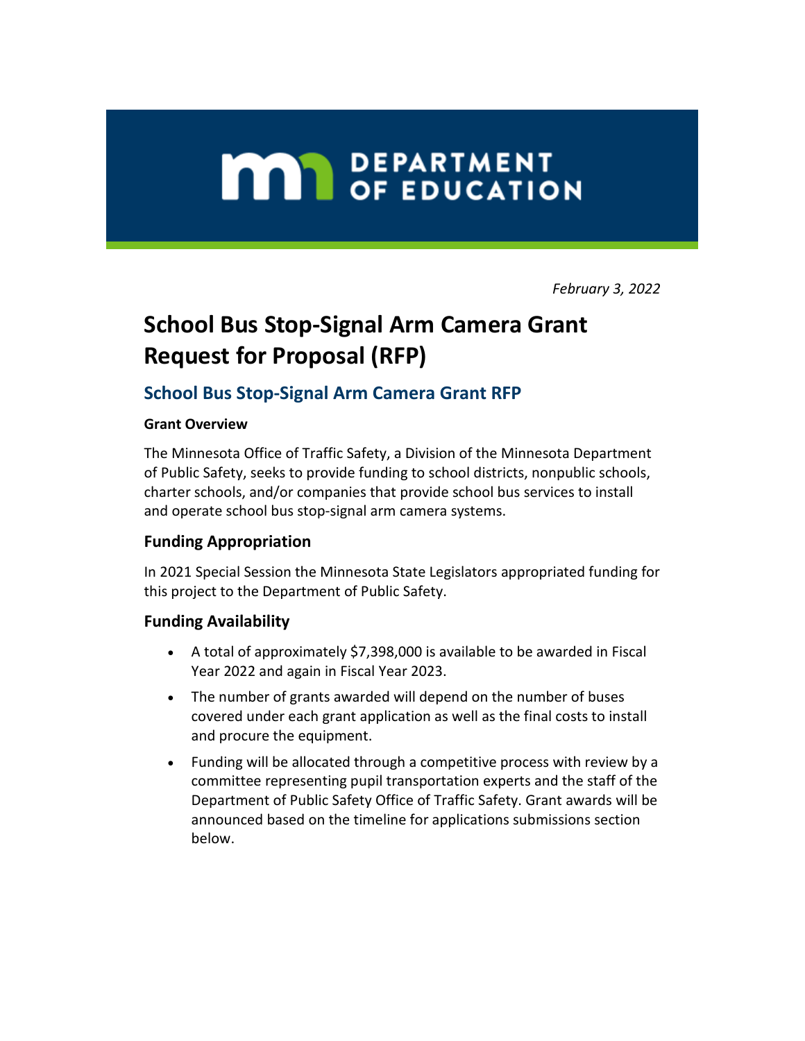DEPARTMENT OF EDUCATION

*February 3, 2022*

# School Bus Stop-Signal Arm Camera Grant Request for Proposal (RFP)

## School Bus Stop-Signal Arm Camera Grant RFP

**Grant Overview**

The Minnesota Office of Traffic Safety, a Division of the Minnesota Department of Public Safety, seeks to provide funding to school districts, nonpublic schools, charter schools, and/or companies that provide school bus services to install and operate school bus stop-signal arm camera systems.

### Funding Appropriation

In 2021 Special Session the Minnesota State Legislators appropriated funding for this project to the Department of Public Safety.

### Funding Availability

- A total of approximately $7,398,000 is available to be awarded in Fiscal Year 2022 and again in Fiscal Year 2023.
- The number of grants awarded will depend on the number of buses covered under each grant application as well as the final costs to install and procure the equipment.
- Funding will be allocated through a competitive process with review by a committee representing pupil transportation experts and the staff of the Department of Public Safety Office of Traffic Safety. Grant awards will be announced based on the timeline for applications submissions section below.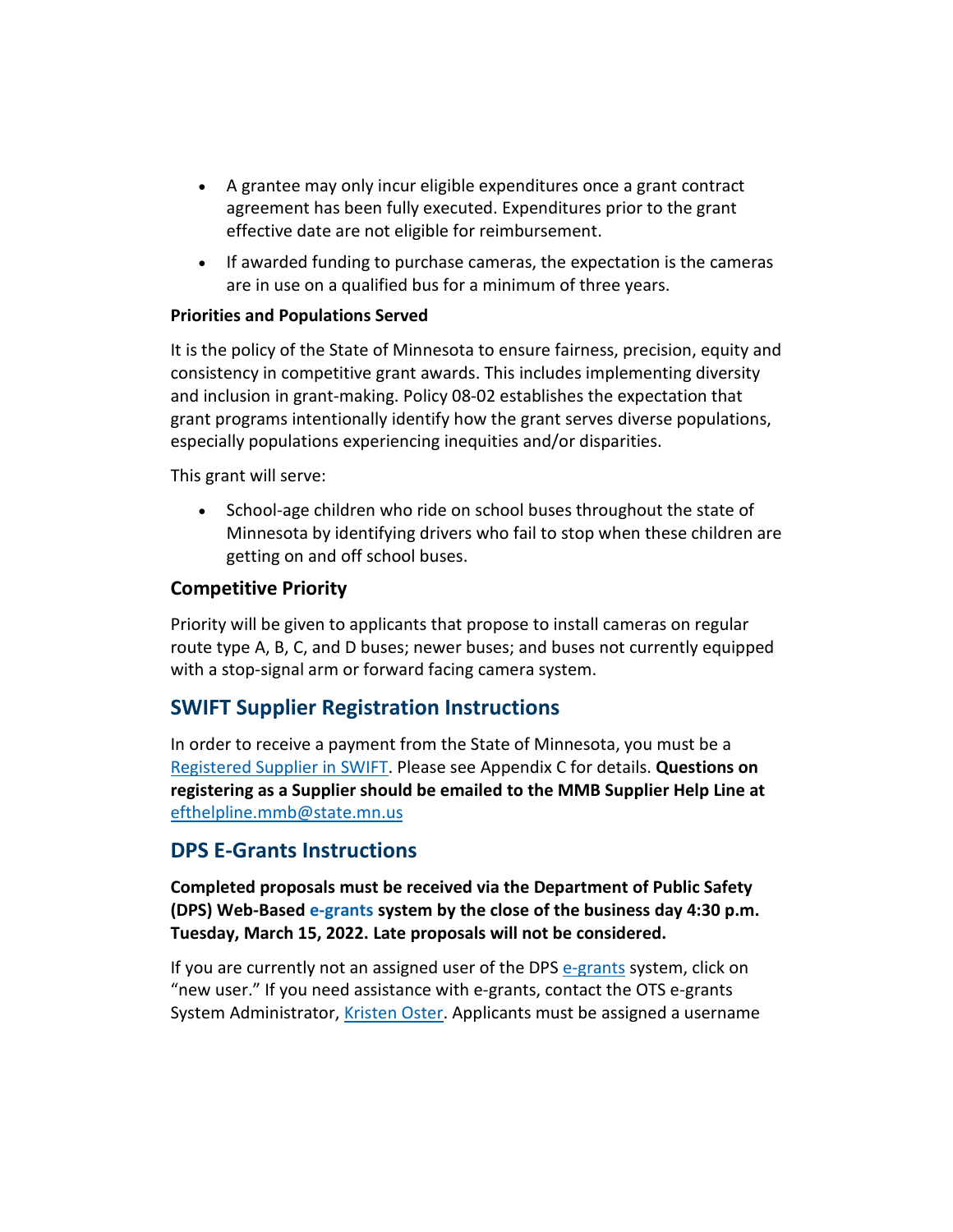- A grantee may only incur eligible expenditures once a grant contract agreement has been fully executed. Expenditures prior to the grant effective date are not eligible for reimbursement.
- If awarded funding to purchase cameras, the expectation is the cameras are in use on a qualified bus for a minimum of three years.

**Priorities and Populations Served**

It is the policy of the State of Minnesota to ensure fairness, precision, equity and consistency in competitive grant awards. This includes implementing diversity and inclusion in grant-making. Policy 08-02 establishes the expectation that grant programs intentionally identify how the grant serves diverse populations, especially populations experiencing inequities and/or disparities.

This grant will serve:

- School-age children who ride on school buses throughout the state of Minnesota by identifying drivers who fail to stop when these children are getting on and off school buses.

### Competitive Priority

Priority will be given to applicants that propose to install cameras on regular route type A, B, C, and D buses; newer buses; and buses not currently equipped with a stop-signal arm or forward facing camera system.

## SWIFT Supplier Registration Instructions

In order to receive a payment from the State of Minnesota, you must be a [Registered Supplier in SWIFT](). Please see Appendix C for details. **Questions on registering as a Supplier should be emailed to the MMB Supplier Help Line at [efthelpline.mmb@state.mn.us]()**

## DPS E-Grants Instructions

**Completed proposals must be received via the Department of Public Safety (DPS) Web-Based e-grants system by the close of the business day 4:30 p.m. Tuesday, March 15, 2022. Late proposals will not be considered.**

If you are currently not an assigned user of the DPS [e-grants]() system, click on "new user." If you need assistance with e-grants, contact the OTS e-grants System Administrator, [Kristen Oster](). Applicants must be assigned a username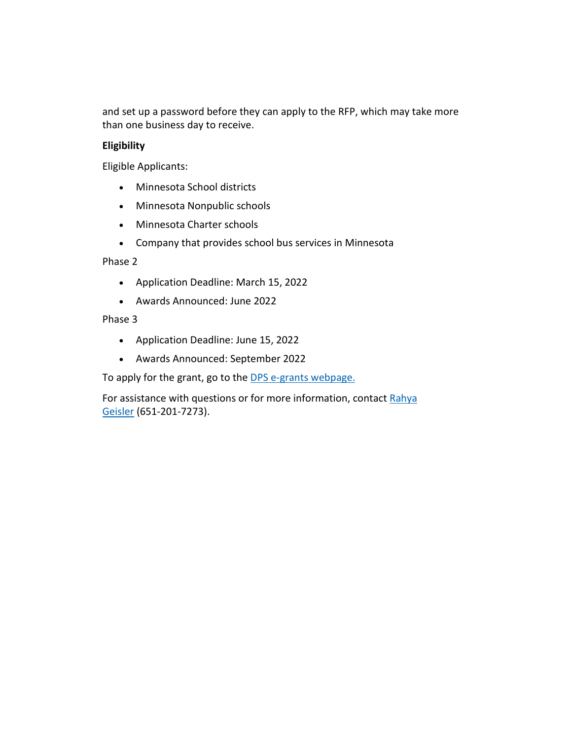and set up a password before they can apply to the RFP, which may take more than one business day to receive.

**Eligibility**

Eligible Applicants:

- Minnesota School districts
- Minnesota Nonpublic schools
- Minnesota Charter schools
- Company that provides school bus services in Minnesota

Phase 2

- Application Deadline: March 15, 2022
- Awards Announced: June 2022

Phase 3

- Application Deadline: June 15, 2022
- Awards Announced: September 2022

To apply for the grant, go to the DPS e-grants webpage.

For assistance with questions or for more information, contact Rahya Geisler (651-201-7273).